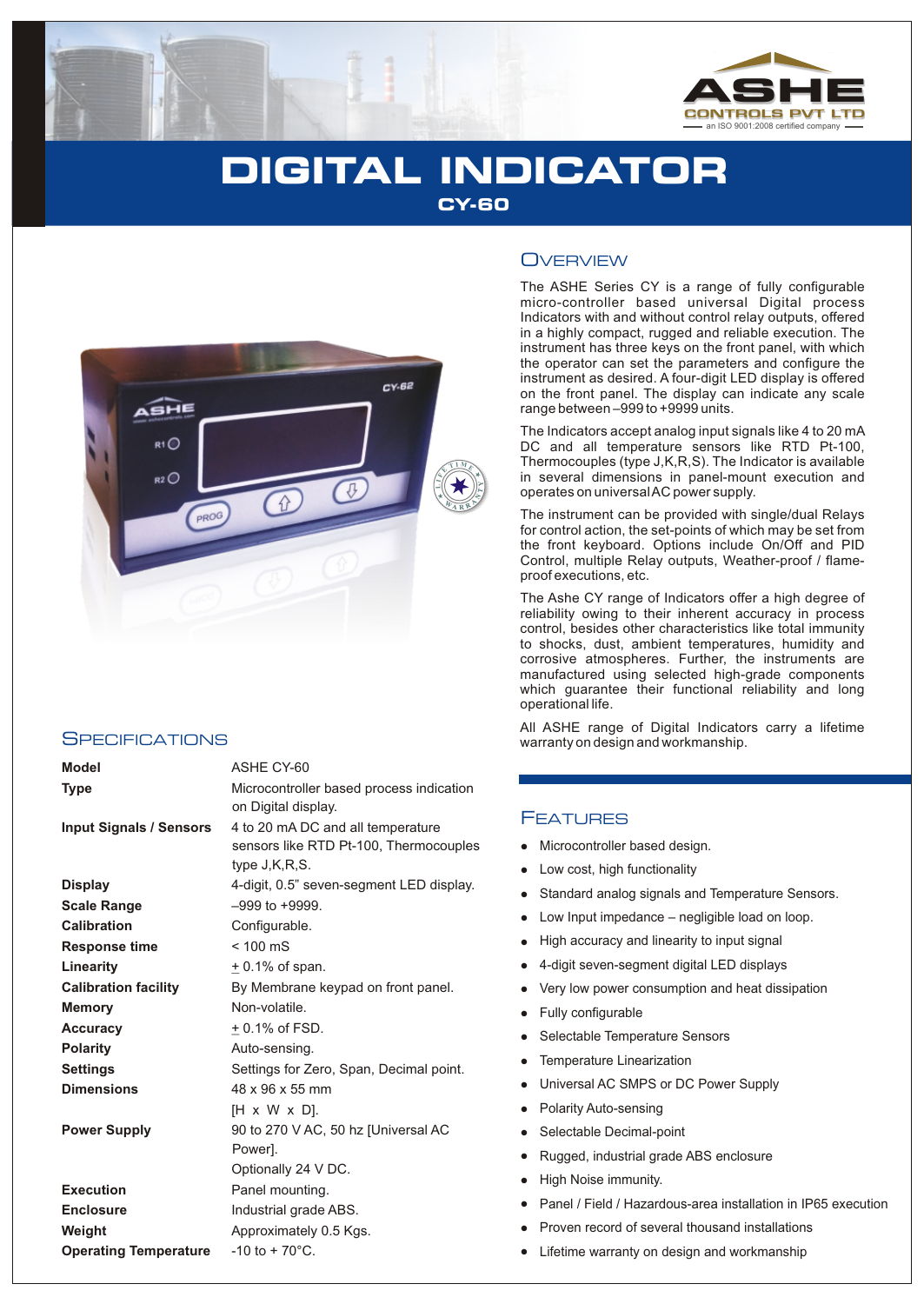ASHE CONTROLS PVT LTD
an ISO 9001:2008 certified company

# DIGITAL INDICATOR

## CY-60

## Overview

The ASHE Series CY is a range of fully configurable micro-controller based universal Digital process Indicators with and without control relay outputs, offered in a highly compact, rugged and reliable execution. The instrument has three keys on the front panel, with which the operator can set the parameters and configure the instrument as desired. A four-digit LED display is offered on the front panel. The display can indicate any scale range between –999 to +9999 units.

The Indicators accept analog input signals like 4 to 20 mA DC and all temperature sensors like RTD Pt-100, Thermocouples (type J,K,R,S). The Indicator is available in several dimensions in panel-mount execution and operates on universal AC power supply.

The instrument can be provided with single/dual Relays for control action, the set-points of which may be set from the front keyboard. Options include On/Off and PID Control, multiple Relay outputs, Weather-proof / flame-proof executions, etc.

The Ashe CY range of Indicators offer a high degree of reliability owing to their inherent accuracy in process control, besides other characteristics like total immunity to shocks, dust, ambient temperatures, humidity and corrosive atmospheres. Further, the instruments are manufactured using selected high-grade components which guarantee their functional reliability and long operational life.

All ASHE range of Digital Indicators carry a lifetime warranty on design and workmanship.

## Specifications

| | |
|---|---|
| **Model** | ASHE CY-60 |
| **Type** | Microcontroller based process indication on Digital display. |
| **Input Signals / Sensors** | 4 to 20 mA DC and all temperature sensors like RTD Pt-100, Thermocouples type J,K,R,S. |
| **Display** | 4-digit, 0.5" seven-segment LED display. |
| **Scale Range** | –999 to +9999. |
| **Calibration** | Configurable. |
| **Response time** | < 100 mS |
| **Linearity** | ± 0.1% of span. |
| **Calibration facility** | By Membrane keypad on front panel. |
| **Memory** | Non-volatile. |
| **Accuracy** | ± 0.1% of FSD. |
| **Polarity** | Auto-sensing. |
| **Settings** | Settings for Zero, Span, Decimal point. |
| **Dimensions** | 48 x 96 x 55 mm [H x W x D]. |
| **Power Supply** | 90 to 270 V AC, 50 hz [Universal AC Power]. Optionally 24 V DC. |
| **Execution** | Panel mounting. |
| **Enclosure** | Industrial grade ABS. |
| **Weight** | Approximately 0.5 Kgs. |
| **Operating Temperature** | -10 to + 70°C. |

## Features

- Microcontroller based design.
- Low cost, high functionality
- Standard analog signals and Temperature Sensors.
- Low Input impedance – negligible load on loop.
- High accuracy and linearity to input signal
- 4-digit seven-segment digital LED displays
- Very low power consumption and heat dissipation
- Fully configurable
- Selectable Temperature Sensors
- Temperature Linearization
- Universal AC SMPS or DC Power Supply
- Polarity Auto-sensing
- Selectable Decimal-point
- Rugged, industrial grade ABS enclosure
- High Noise immunity.
- Panel / Field / Hazardous-area installation in IP65 execution
- Proven record of several thousand installations
- Lifetime warranty on design and workmanship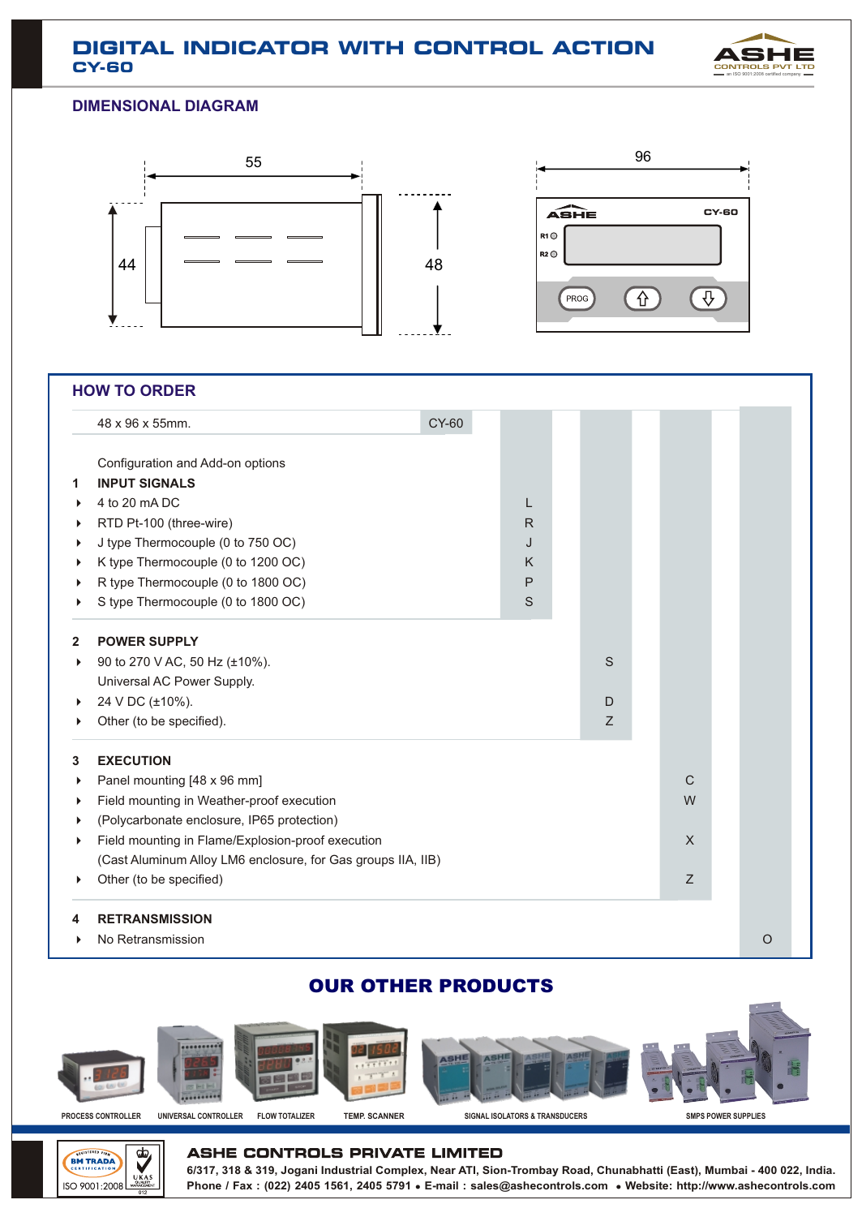# DIGITAL INDICATOR WITH CONTROL ACTION
## CY-60

## DIMENSIONAL DIAGRAM

55

44

48

96

ASHE CY-60

R1 R2

PROG

## HOW TO ORDER

| | | | | | |
|---|---|---|---|---|---|
| 48 x 96 x 55mm. | CY-60 | | | | |
| Configuration and Add-on options | | | | | |
| **1 INPUT SIGNALS** | | | | | |
| ▸ 4 to 20 mA DC | | L | | | |
| ▸ RTD Pt-100 (three-wire) | | R | | | |
| ▸ J type Thermocouple (0 to 750 OC) | | J | | | |
| ▸ K type Thermocouple (0 to 1200 OC) | | K | | | |
| ▸ R type Thermocouple (0 to 1800 OC) | | P | | | |
| ▸ S type Thermocouple (0 to 1800 OC) | | S | | | |
| **2 POWER SUPPLY** | | | | | |
| ▸ 90 to 270 V AC, 50 Hz (±10%). Universal AC Power Supply. | | | S | | |
| ▸ 24 V DC (±10%). | | | D | | |
| ▸ Other (to be specified). | | | Z | | |
| **3 EXECUTION** | | | | | |
| ▸ Panel mounting [48 x 96 mm] | | | | C | |
| ▸ Field mounting in Weather-proof execution | | | | W | |
| ▸ (Polycarbonate enclosure, IP65 protection) | | | | | |
| ▸ Field mounting in Flame/Explosion-proof execution (Cast Aluminum Alloy LM6 enclosure, for Gas groups IIA, IIB) | | | | X | |
| ▸ Other (to be specified) | | | | Z | |
| **4 RETRANSMISSION** | | | | | |
| ▸ No Retransmission | | | | | O |

## OUR OTHER PRODUCTS

PROCESS CONTROLLER

UNIVERSAL CONTROLLER

FLOW TOTALIZER

TEMP. SCANNER

SIGNAL ISOLATORS & TRANSDUCERS

SMPS POWER SUPPLIES

**ASHE CONTROLS PRIVATE LIMITED**

6/317, 318 & 319, Jogani Industrial Complex, Near ATI, Sion-Trombay Road, Chunabhatti (East), Mumbai - 400 022, India.
Phone / Fax : (022) 2405 1561, 2405 5791 • E-mail : sales@ashecontrols.com • Website: http://www.ashecontrols.com

ISO 9001:2008